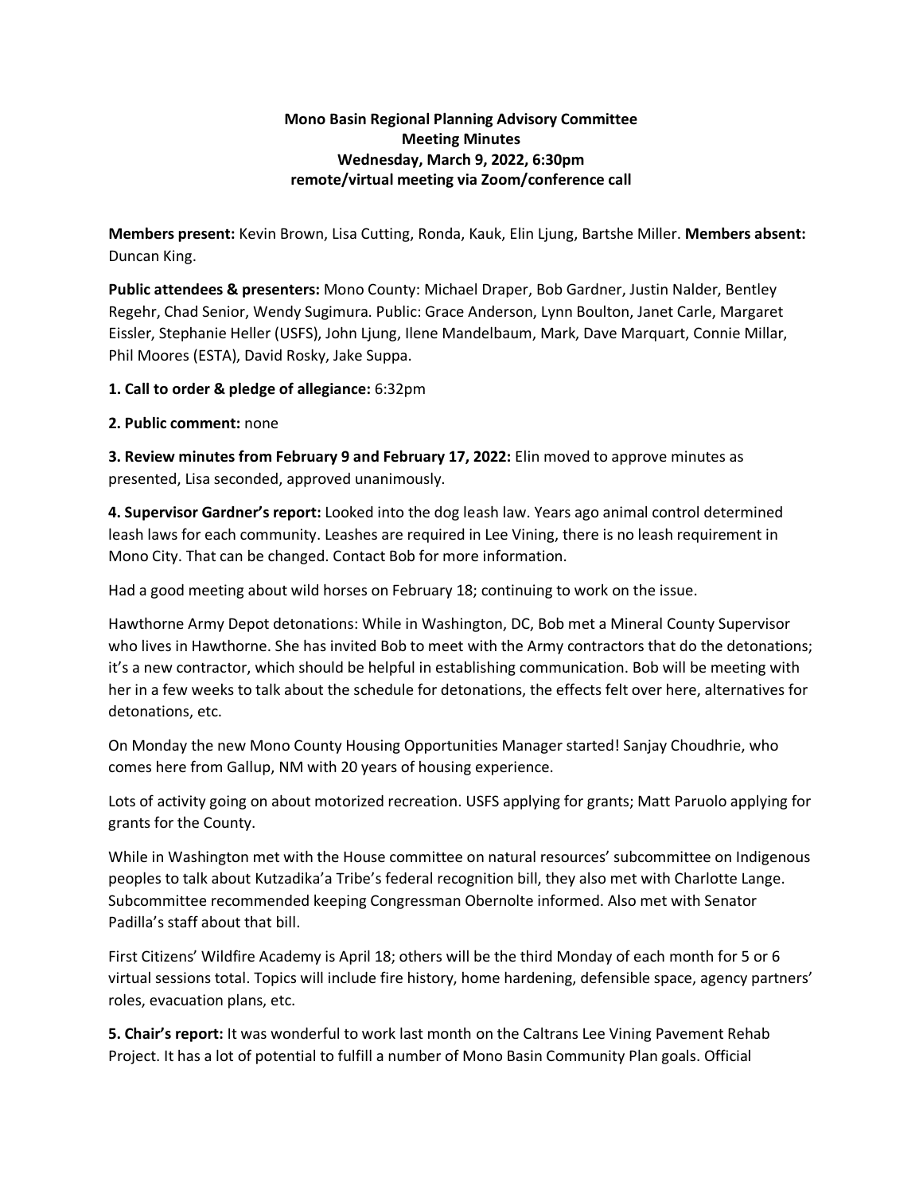**Mono Basin Regional Planning Advisory Committee**
**Meeting Minutes**
**Wednesday, March 9, 2022, 6:30pm**
**remote/virtual meeting via Zoom/conference call**

**Members present:** Kevin Brown, Lisa Cutting, Ronda, Kauk, Elin Ljung, Bartshe Miller. **Members absent:** Duncan King.

**Public attendees & presenters:** Mono County: Michael Draper, Bob Gardner, Justin Nalder, Bentley Regehr, Chad Senior, Wendy Sugimura. Public: Grace Anderson, Lynn Boulton, Janet Carle, Margaret Eissler, Stephanie Heller (USFS), John Ljung, Ilene Mandelbaum, Mark, Dave Marquart, Connie Millar, Phil Moores (ESTA), David Rosky, Jake Suppa.

**1. Call to order & pledge of allegiance:** 6:32pm

**2. Public comment:** none

**3. Review minutes from February 9 and February 17, 2022:** Elin moved to approve minutes as presented, Lisa seconded, approved unanimously.

**4. Supervisor Gardner's report:** Looked into the dog leash law. Years ago animal control determined leash laws for each community. Leashes are required in Lee Vining, there is no leash requirement in Mono City. That can be changed. Contact Bob for more information.

Had a good meeting about wild horses on February 18; continuing to work on the issue.

Hawthorne Army Depot detonations: While in Washington, DC, Bob met a Mineral County Supervisor who lives in Hawthorne. She has invited Bob to meet with the Army contractors that do the detonations; it's a new contractor, which should be helpful in establishing communication. Bob will be meeting with her in a few weeks to talk about the schedule for detonations, the effects felt over here, alternatives for detonations, etc.

On Monday the new Mono County Housing Opportunities Manager started! Sanjay Choudhrie, who comes here from Gallup, NM with 20 years of housing experience.

Lots of activity going on about motorized recreation. USFS applying for grants; Matt Paruolo applying for grants for the County.

While in Washington met with the House committee on natural resources' subcommittee on Indigenous peoples to talk about Kutzadika'a Tribe's federal recognition bill, they also met with Charlotte Lange. Subcommittee recommended keeping Congressman Obernolte informed. Also met with Senator Padilla's staff about that bill.

First Citizens' Wildfire Academy is April 18; others will be the third Monday of each month for 5 or 6 virtual sessions total. Topics will include fire history, home hardening, defensible space, agency partners' roles, evacuation plans, etc.

**5. Chair's report:** It was wonderful to work last month on the Caltrans Lee Vining Pavement Rehab Project. It has a lot of potential to fulfill a number of Mono Basin Community Plan goals. Official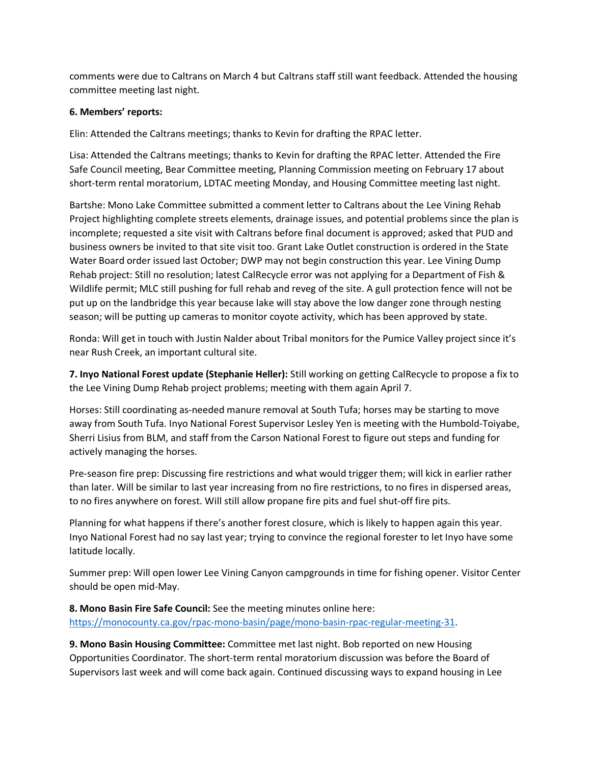comments were due to Caltrans on March 4 but Caltrans staff still want feedback. Attended the housing committee meeting last night.

**6. Members' reports:**

Elin: Attended the Caltrans meetings; thanks to Kevin for drafting the RPAC letter.

Lisa: Attended the Caltrans meetings; thanks to Kevin for drafting the RPAC letter. Attended the Fire Safe Council meeting, Bear Committee meeting, Planning Commission meeting on February 17 about short-term rental moratorium, LDTAC meeting Monday, and Housing Committee meeting last night.

Bartshe: Mono Lake Committee submitted a comment letter to Caltrans about the Lee Vining Rehab Project highlighting complete streets elements, drainage issues, and potential problems since the plan is incomplete; requested a site visit with Caltrans before final document is approved; asked that PUD and business owners be invited to that site visit too. Grant Lake Outlet construction is ordered in the State Water Board order issued last October; DWP may not begin construction this year. Lee Vining Dump Rehab project: Still no resolution; latest CalRecycle error was not applying for a Department of Fish & Wildlife permit; MLC still pushing for full rehab and reveg of the site. A gull protection fence will not be put up on the landbridge this year because lake will stay above the low danger zone through nesting season; will be putting up cameras to monitor coyote activity, which has been approved by state.

Ronda: Will get in touch with Justin Nalder about Tribal monitors for the Pumice Valley project since it's near Rush Creek, an important cultural site.

**7. Inyo National Forest update (Stephanie Heller):** Still working on getting CalRecycle to propose a fix to the Lee Vining Dump Rehab project problems; meeting with them again April 7.

Horses: Still coordinating as-needed manure removal at South Tufa; horses may be starting to move away from South Tufa. Inyo National Forest Supervisor Lesley Yen is meeting with the Humbold-Toiyabe, Sherri Lisius from BLM, and staff from the Carson National Forest to figure out steps and funding for actively managing the horses.

Pre-season fire prep: Discussing fire restrictions and what would trigger them; will kick in earlier rather than later. Will be similar to last year increasing from no fire restrictions, to no fires in dispersed areas, to no fires anywhere on forest. Will still allow propane fire pits and fuel shut-off fire pits.

Planning for what happens if there's another forest closure, which is likely to happen again this year. Inyo National Forest had no say last year; trying to convince the regional forester to let Inyo have some latitude locally.

Summer prep: Will open lower Lee Vining Canyon campgrounds in time for fishing opener. Visitor Center should be open mid-May.

**8. Mono Basin Fire Safe Council:** See the meeting minutes online here: https://monocounty.ca.gov/rpac-mono-basin/page/mono-basin-rpac-regular-meeting-31.

**9. Mono Basin Housing Committee:** Committee met last night. Bob reported on new Housing Opportunities Coordinator. The short-term rental moratorium discussion was before the Board of Supervisors last week and will come back again. Continued discussing ways to expand housing in Lee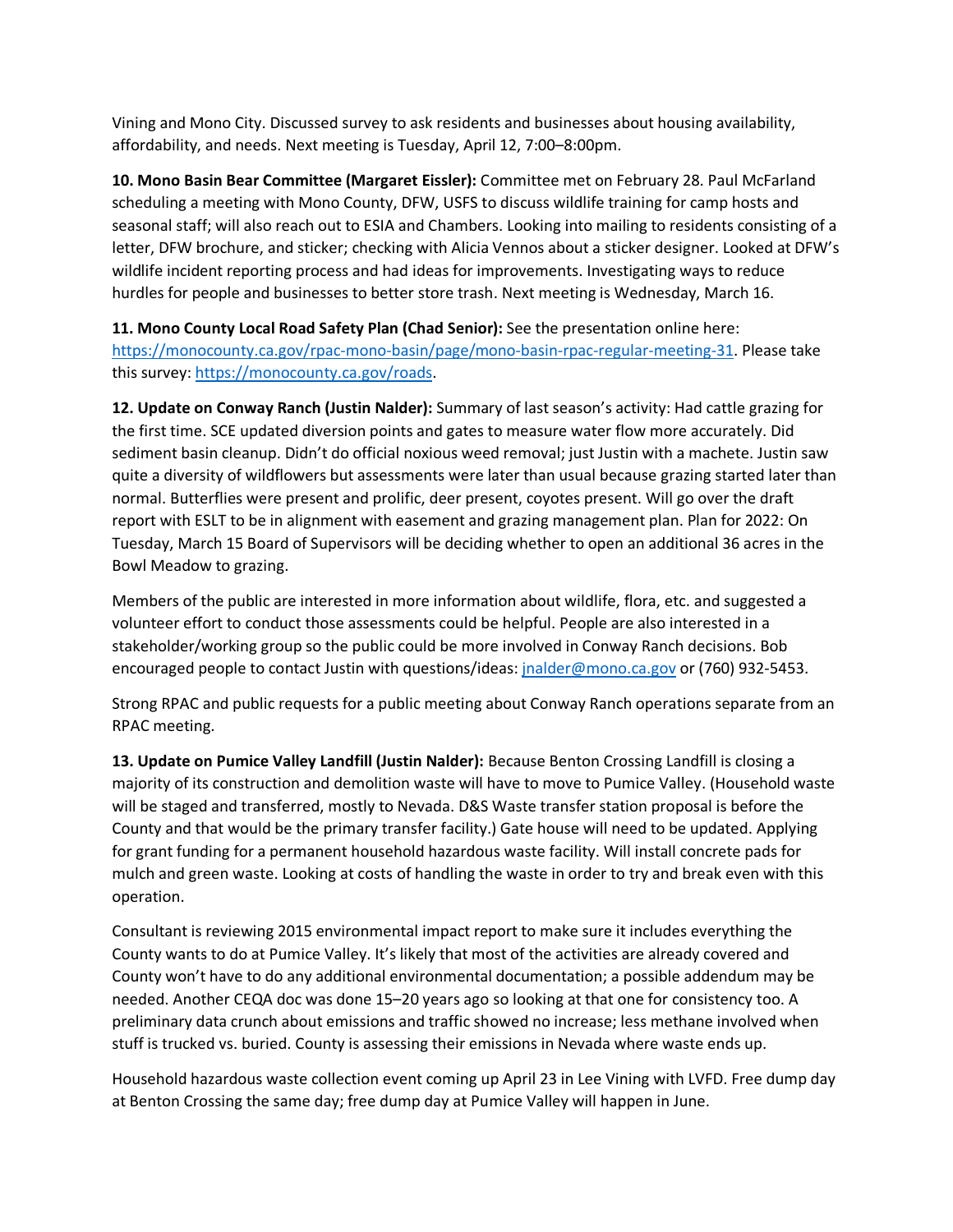Vining and Mono City. Discussed survey to ask residents and businesses about housing availability, affordability, and needs. Next meeting is Tuesday, April 12, 7:00–8:00pm.

**10. Mono Basin Bear Committee (Margaret Eissler):** Committee met on February 28. Paul McFarland scheduling a meeting with Mono County, DFW, USFS to discuss wildlife training for camp hosts and seasonal staff; will also reach out to ESIA and Chambers. Looking into mailing to residents consisting of a letter, DFW brochure, and sticker; checking with Alicia Vennos about a sticker designer. Looked at DFW's wildlife incident reporting process and had ideas for improvements. Investigating ways to reduce hurdles for people and businesses to better store trash. Next meeting is Wednesday, March 16.

**11. Mono County Local Road Safety Plan (Chad Senior):** See the presentation online here: https://monocounty.ca.gov/rpac-mono-basin/page/mono-basin-rpac-regular-meeting-31. Please take this survey: https://monocounty.ca.gov/roads.

**12. Update on Conway Ranch (Justin Nalder):** Summary of last season's activity: Had cattle grazing for the first time. SCE updated diversion points and gates to measure water flow more accurately. Did sediment basin cleanup. Didn't do official noxious weed removal; just Justin with a machete. Justin saw quite a diversity of wildflowers but assessments were later than usual because grazing started later than normal. Butterflies were present and prolific, deer present, coyotes present. Will go over the draft report with ESLT to be in alignment with easement and grazing management plan. Plan for 2022: On Tuesday, March 15 Board of Supervisors will be deciding whether to open an additional 36 acres in the Bowl Meadow to grazing.

Members of the public are interested in more information about wildlife, flora, etc. and suggested a volunteer effort to conduct those assessments could be helpful. People are also interested in a stakeholder/working group so the public could be more involved in Conway Ranch decisions. Bob encouraged people to contact Justin with questions/ideas: jnalder@mono.ca.gov or (760) 932-5453.

Strong RPAC and public requests for a public meeting about Conway Ranch operations separate from an RPAC meeting.

**13. Update on Pumice Valley Landfill (Justin Nalder):** Because Benton Crossing Landfill is closing a majority of its construction and demolition waste will have to move to Pumice Valley. (Household waste will be staged and transferred, mostly to Nevada. D&S Waste transfer station proposal is before the County and that would be the primary transfer facility.) Gate house will need to be updated. Applying for grant funding for a permanent household hazardous waste facility. Will install concrete pads for mulch and green waste. Looking at costs of handling the waste in order to try and break even with this operation.

Consultant is reviewing 2015 environmental impact report to make sure it includes everything the County wants to do at Pumice Valley. It's likely that most of the activities are already covered and County won't have to do any additional environmental documentation; a possible addendum may be needed. Another CEQA doc was done 15–20 years ago so looking at that one for consistency too. A preliminary data crunch about emissions and traffic showed no increase; less methane involved when stuff is trucked vs. buried. County is assessing their emissions in Nevada where waste ends up.

Household hazardous waste collection event coming up April 23 in Lee Vining with LVFD. Free dump day at Benton Crossing the same day; free dump day at Pumice Valley will happen in June.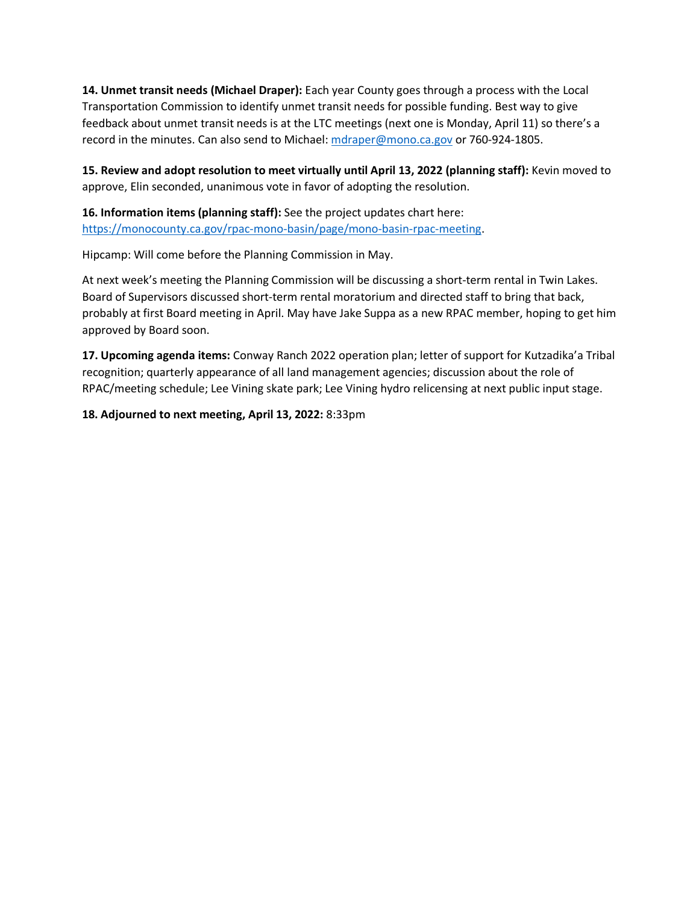**14. Unmet transit needs (Michael Draper):** Each year County goes through a process with the Local Transportation Commission to identify unmet transit needs for possible funding. Best way to give feedback about unmet transit needs is at the LTC meetings (next one is Monday, April 11) so there's a record in the minutes. Can also send to Michael: [mdraper@mono.ca.gov](mailto:mdraper@mono.ca.gov) or 760-924-1805.

**15. Review and adopt resolution to meet virtually until April 13, 2022 (planning staff):** Kevin moved to approve, Elin seconded, unanimous vote in favor of adopting the resolution.

**16. Information items (planning staff):** See the project updates chart here: [https://monocounty.ca.gov/rpac-mono-basin/page/mono-basin-rpac-meeting](https://monocounty.ca.gov/rpac-mono-basin/page/mono-basin-rpac-meeting).

Hipcamp: Will come before the Planning Commission in May.

At next week's meeting the Planning Commission will be discussing a short-term rental in Twin Lakes. Board of Supervisors discussed short-term rental moratorium and directed staff to bring that back, probably at first Board meeting in April. May have Jake Suppa as a new RPAC member, hoping to get him approved by Board soon.

**17. Upcoming agenda items:** Conway Ranch 2022 operation plan; letter of support for Kutzadika'a Tribal recognition; quarterly appearance of all land management agencies; discussion about the role of RPAC/meeting schedule; Lee Vining skate park; Lee Vining hydro relicensing at next public input stage.

**18. Adjourned to next meeting, April 13, 2022:** 8:33pm